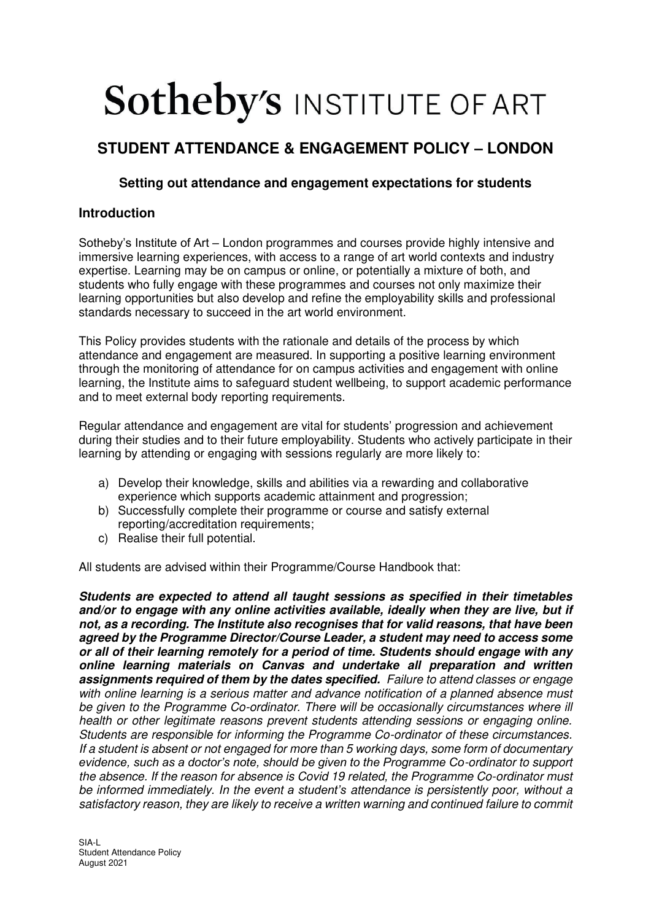# Sotheby's INSTITUTE OF ART

## STUDENT ATTENDANCE & ENGAGEMENT POLICY – LONDON

### Setting out attendance and engagement expectations for students

### Introduction

Sotheby's Institute of Art – London programmes and courses provide highly intensive and immersive learning experiences, with access to a range of art world contexts and industry expertise. Learning may be on campus or online, or potentially a mixture of both, and students who fully engage with these programmes and courses not only maximize their learning opportunities but also develop and refine the employability skills and professional standards necessary to succeed in the art world environment.

This Policy provides students with the rationale and details of the process by which attendance and engagement are measured. In supporting a positive learning environment through the monitoring of attendance for on campus activities and engagement with online learning, the Institute aims to safeguard student wellbeing, to support academic performance and to meet external body reporting requirements.

Regular attendance and engagement are vital for students' progression and achievement during their studies and to their future employability. Students who actively participate in their learning by attending or engaging with sessions regularly are more likely to:

a) Develop their knowledge, skills and abilities via a rewarding and collaborative experience which supports academic attainment and progression;
b) Successfully complete their programme or course and satisfy external reporting/accreditation requirements;
c) Realise their full potential.

All students are advised within their Programme/Course Handbook that:

***Students are expected to attend all taught sessions as specified in their timetables and/or to engage with any online activities available, ideally when they are live, but if not, as a recording. The Institute also recognises that for valid reasons, that have been agreed by the Programme Director/Course Leader, a student may need to access some or all of their learning remotely for a period of time. Students should engage with any online learning materials on Canvas and undertake all preparation and written assignments required of them by the dates specified.*** *Failure to attend classes or engage with online learning is a serious matter and advance notification of a planned absence must be given to the Programme Co-ordinator. There will be occasionally circumstances where ill health or other legitimate reasons prevent students attending sessions or engaging online. Students are responsible for informing the Programme Co-ordinator of these circumstances. If a student is absent or not engaged for more than 5 working days, some form of documentary evidence, such as a doctor's note, should be given to the Programme Co-ordinator to support the absence. If the reason for absence is Covid 19 related, the Programme Co-ordinator must be informed immediately. In the event a student's attendance is persistently poor, without a satisfactory reason, they are likely to receive a written warning and continued failure to commit*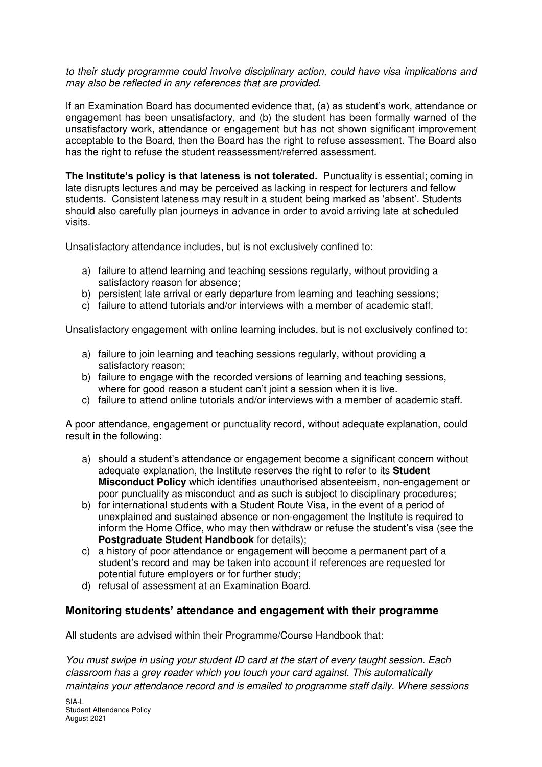*to their study programme could involve disciplinary action, could have visa implications and may also be reflected in any references that are provided.*

If an Examination Board has documented evidence that, (a) as student's work, attendance or engagement has been unsatisfactory, and (b) the student has been formally warned of the unsatisfactory work, attendance or engagement but has not shown significant improvement acceptable to the Board, then the Board has the right to refuse assessment. The Board also has the right to refuse the student reassessment/referred assessment.

**The Institute's policy is that lateness is not tolerated.** Punctuality is essential; coming in late disrupts lectures and may be perceived as lacking in respect for lecturers and fellow students. Consistent lateness may result in a student being marked as 'absent'. Students should also carefully plan journeys in advance in order to avoid arriving late at scheduled visits.

Unsatisfactory attendance includes, but is not exclusively confined to:

a) failure to attend learning and teaching sessions regularly, without providing a satisfactory reason for absence;
b) persistent late arrival or early departure from learning and teaching sessions;
c) failure to attend tutorials and/or interviews with a member of academic staff.

Unsatisfactory engagement with online learning includes, but is not exclusively confined to:

a) failure to join learning and teaching sessions regularly, without providing a satisfactory reason;
b) failure to engage with the recorded versions of learning and teaching sessions, where for good reason a student can't joint a session when it is live.
c) failure to attend online tutorials and/or interviews with a member of academic staff.

A poor attendance, engagement or punctuality record, without adequate explanation, could result in the following:

a) should a student's attendance or engagement become a significant concern without adequate explanation, the Institute reserves the right to refer to its **Student Misconduct Policy** which identifies unauthorised absenteeism, non-engagement or poor punctuality as misconduct and as such is subject to disciplinary procedures;
b) for international students with a Student Route Visa, in the event of a period of unexplained and sustained absence or non-engagement the Institute is required to inform the Home Office, who may then withdraw or refuse the student's visa (see the **Postgraduate Student Handbook** for details);
c) a history of poor attendance or engagement will become a permanent part of a student's record and may be taken into account if references are requested for potential future employers or for further study;
d) refusal of assessment at an Examination Board.

## Monitoring students' attendance and engagement with their programme

All students are advised within their Programme/Course Handbook that:

*You must swipe in using your student ID card at the start of every taught session. Each classroom has a grey reader which you touch your card against. This automatically maintains your attendance record and is emailed to programme staff daily. Where sessions*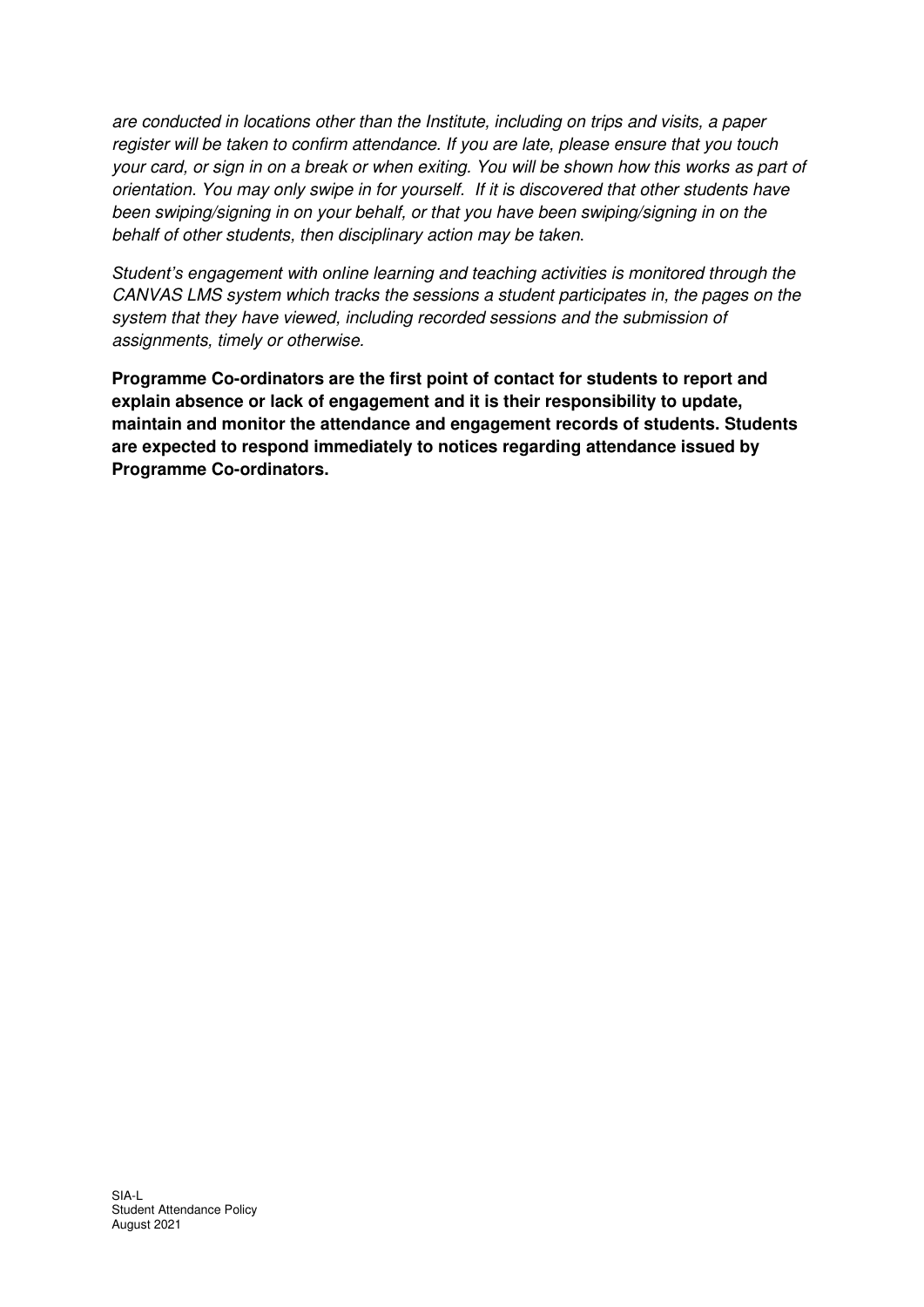*are conducted in locations other than the Institute, including on trips and visits, a paper register will be taken to confirm attendance. If you are late, please ensure that you touch your card, or sign in on a break or when exiting. You will be shown how this works as part of orientation. You may only swipe in for yourself. If it is discovered that other students have been swiping/signing in on your behalf, or that you have been swiping/signing in on the behalf of other students, then disciplinary action may be taken.*

*Student's engagement with online learning and teaching activities is monitored through the CANVAS LMS system which tracks the sessions a student participates in, the pages on the system that they have viewed, including recorded sessions and the submission of assignments, timely or otherwise.*

**Programme Co-ordinators are the first point of contact for students to report and explain absence or lack of engagement and it is their responsibility to update, maintain and monitor the attendance and engagement records of students. Students are expected to respond immediately to notices regarding attendance issued by Programme Co-ordinators.**